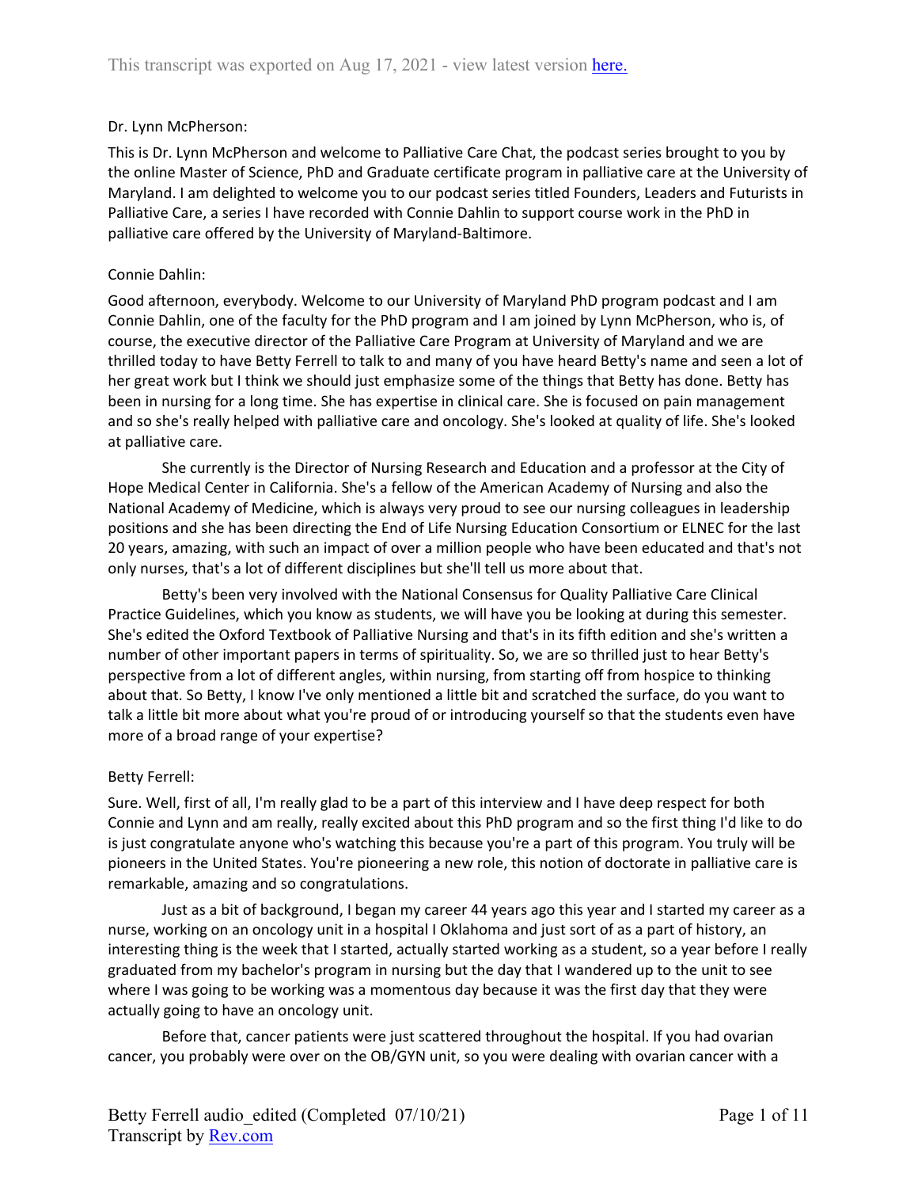Dr. Lynn McPherson:

This is Dr. Lynn McPherson and welcome to Palliative Care Chat, the podcast series brought to you by the online Master of Science, PhD and Graduate certificate program in palliative care at the University of Maryland. I am delighted to welcome you to our podcast series titled Founders, Leaders and Futurists in Palliative Care, a series I have recorded with Connie Dahlin to support course work in the PhD in palliative care offered by the University of Maryland-Baltimore.

Connie Dahlin:

Good afternoon, everybody. Welcome to our University of Maryland PhD program podcast and I am Connie Dahlin, one of the faculty for the PhD program and I am joined by Lynn McPherson, who is, of course, the executive director of the Palliative Care Program at University of Maryland and we are thrilled today to have Betty Ferrell to talk to and many of you have heard Betty's name and seen a lot of her great work but I think we should just emphasize some of the things that Betty has done. Betty has been in nursing for a long time. She has expertise in clinical care. She is focused on pain management and so she's really helped with palliative care and oncology. She's looked at quality of life. She's looked at palliative care.

She currently is the Director of Nursing Research and Education and a professor at the City of Hope Medical Center in California. She's a fellow of the American Academy of Nursing and also the National Academy of Medicine, which is always very proud to see our nursing colleagues in leadership positions and she has been directing the End of Life Nursing Education Consortium or ELNEC for the last 20 years, amazing, with such an impact of over a million people who have been educated and that's not only nurses, that's a lot of different disciplines but she'll tell us more about that.

Betty's been very involved with the National Consensus for Quality Palliative Care Clinical Practice Guidelines, which you know as students, we will have you be looking at during this semester. She's edited the Oxford Textbook of Palliative Nursing and that's in its fifth edition and she's written a number of other important papers in terms of spirituality. So, we are so thrilled just to hear Betty's perspective from a lot of different angles, within nursing, from starting off from hospice to thinking about that. So Betty, I know I've only mentioned a little bit and scratched the surface, do you want to talk a little bit more about what you're proud of or introducing yourself so that the students even have more of a broad range of your expertise?

Betty Ferrell:

Sure. Well, first of all, I'm really glad to be a part of this interview and I have deep respect for both Connie and Lynn and am really, really excited about this PhD program and so the first thing I'd like to do is just congratulate anyone who's watching this because you're a part of this program. You truly will be pioneers in the United States. You're pioneering a new role, this notion of doctorate in palliative care is remarkable, amazing and so congratulations.

Just as a bit of background, I began my career 44 years ago this year and I started my career as a nurse, working on an oncology unit in a hospital I Oklahoma and just sort of as a part of history, an interesting thing is the week that I started, actually started working as a student, so a year before I really graduated from my bachelor's program in nursing but the day that I wandered up to the unit to see where I was going to be working was a momentous day because it was the first day that they were actually going to have an oncology unit.

Before that, cancer patients were just scattered throughout the hospital. If you had ovarian cancer, you probably were over on the OB/GYN unit, so you were dealing with ovarian cancer with a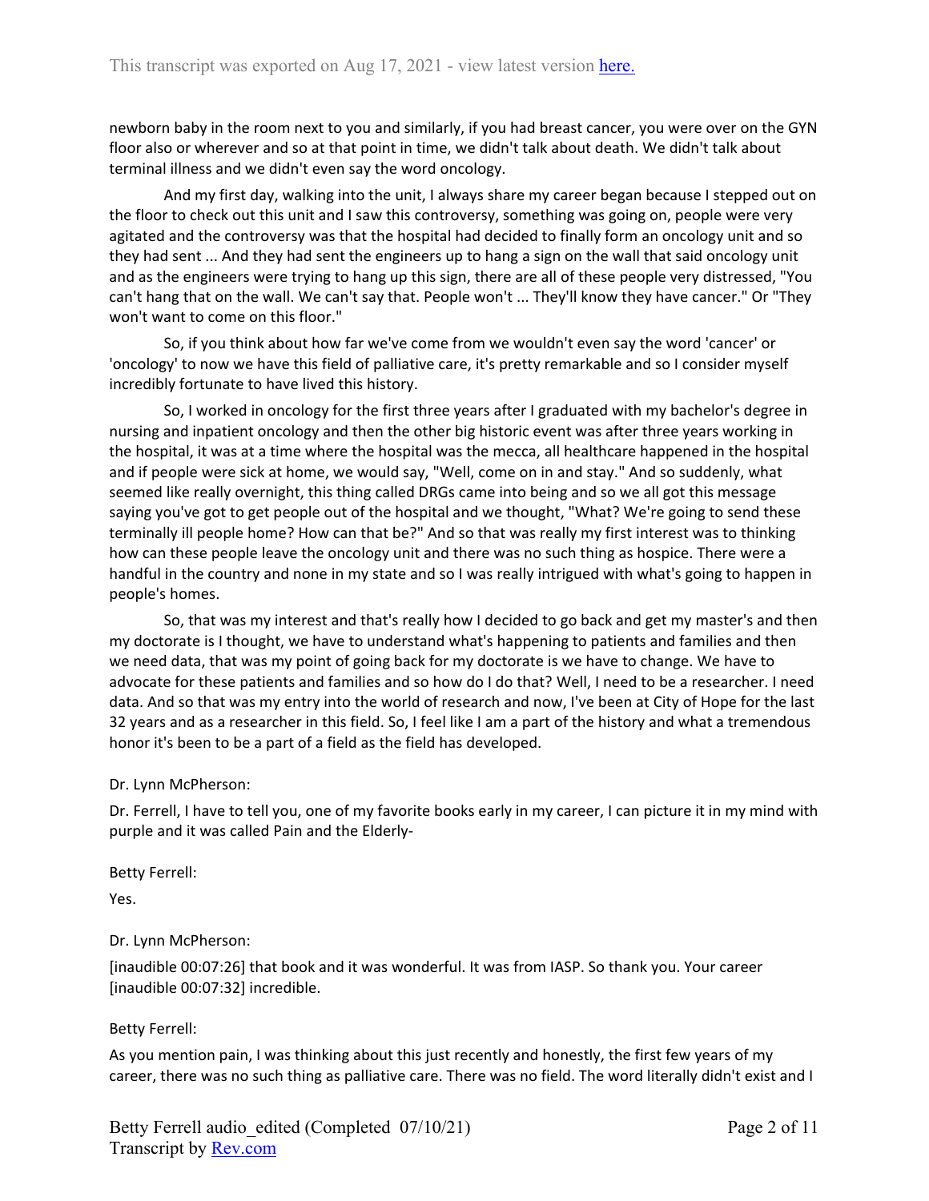newborn baby in the room next to you and similarly, if you had breast cancer, you were over on the GYN floor also or wherever and so at that point in time, we didn't talk about death. We didn't talk about terminal illness and we didn't even say the word oncology.

And my first day, walking into the unit, I always share my career began because I stepped out on the floor to check out this unit and I saw this controversy, something was going on, people were very agitated and the controversy was that the hospital had decided to finally form an oncology unit and so they had sent ... And they had sent the engineers up to hang a sign on the wall that said oncology unit and as the engineers were trying to hang up this sign, there are all of these people very distressed, "You can't hang that on the wall. We can't say that. People won't ... They'll know they have cancer." Or "They won't want to come on this floor."

So, if you think about how far we've come from we wouldn't even say the word 'cancer' or 'oncology' to now we have this field of palliative care, it's pretty remarkable and so I consider myself incredibly fortunate to have lived this history.

So, I worked in oncology for the first three years after I graduated with my bachelor's degree in nursing and inpatient oncology and then the other big historic event was after three years working in the hospital, it was at a time where the hospital was the mecca, all healthcare happened in the hospital and if people were sick at home, we would say, "Well, come on in and stay." And so suddenly, what seemed like really overnight, this thing called DRGs came into being and so we all got this message saying you've got to get people out of the hospital and we thought, "What? We're going to send these terminally ill people home? How can that be?" And so that was really my first interest was to thinking how can these people leave the oncology unit and there was no such thing as hospice. There were a handful in the country and none in my state and so I was really intrigued with what's going to happen in people's homes.

So, that was my interest and that's really how I decided to go back and get my master's and then my doctorate is I thought, we have to understand what's happening to patients and families and then we need data, that was my point of going back for my doctorate is we have to change. We have to advocate for these patients and families and so how do I do that? Well, I need to be a researcher. I need data. And so that was my entry into the world of research and now, I've been at City of Hope for the last 32 years and as a researcher in this field. So, I feel like I am a part of the history and what a tremendous honor it's been to be a part of a field as the field has developed.

Dr. Lynn McPherson:

Dr. Ferrell, I have to tell you, one of my favorite books early in my career, I can picture it in my mind with purple and it was called Pain and the Elderly-

Betty Ferrell:

Yes.

Dr. Lynn McPherson:

[inaudible 00:07:26] that book and it was wonderful. It was from IASP. So thank you. Your career [inaudible 00:07:32] incredible.

Betty Ferrell:

As you mention pain, I was thinking about this just recently and honestly, the first few years of my career, there was no such thing as palliative care. There was no field. The word literally didn't exist and I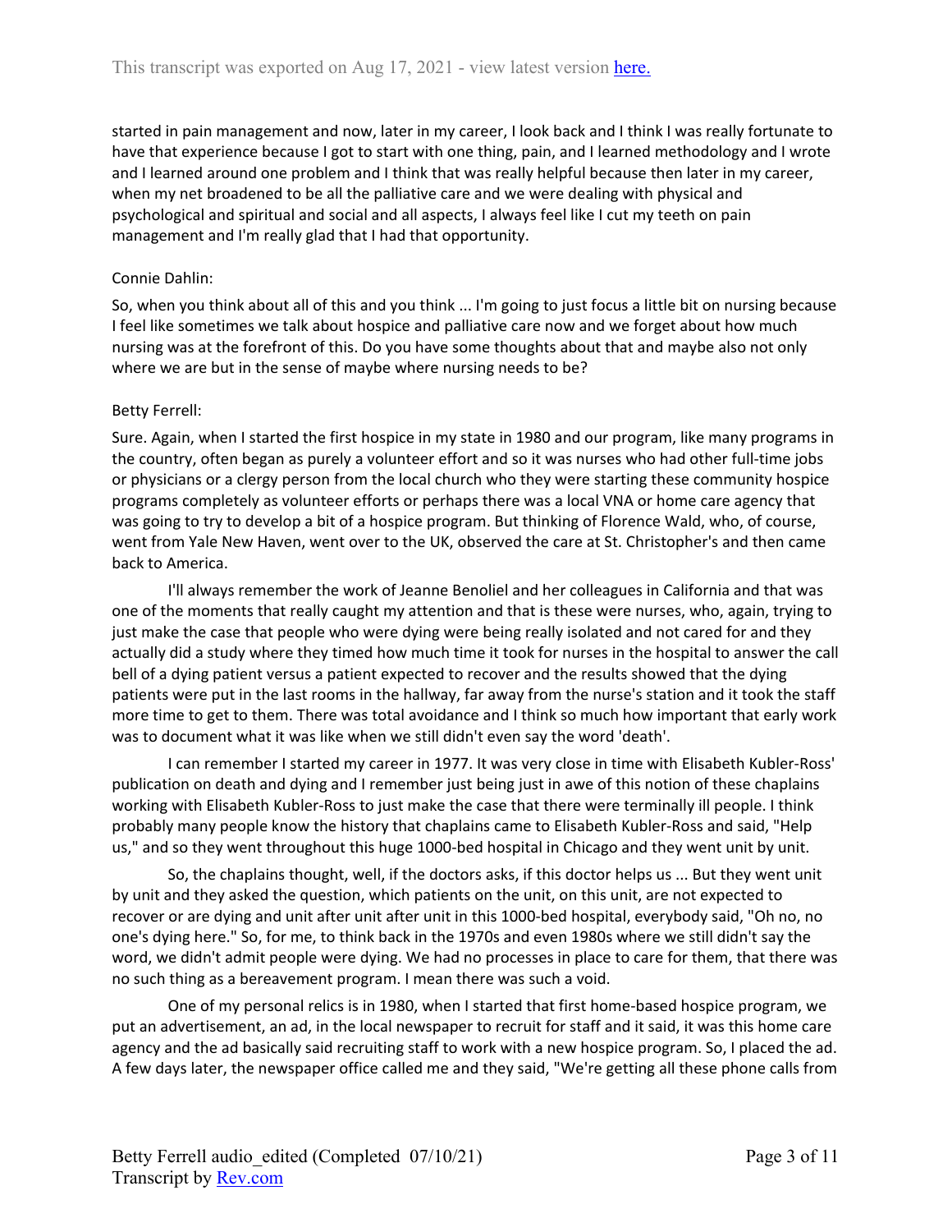started in pain management and now, later in my career, I look back and I think I was really fortunate to have that experience because I got to start with one thing, pain, and I learned methodology and I wrote and I learned around one problem and I think that was really helpful because then later in my career, when my net broadened to be all the palliative care and we were dealing with physical and psychological and spiritual and social and all aspects, I always feel like I cut my teeth on pain management and I'm really glad that I had that opportunity.

Connie Dahlin:

So, when you think about all of this and you think ... I'm going to just focus a little bit on nursing because I feel like sometimes we talk about hospice and palliative care now and we forget about how much nursing was at the forefront of this. Do you have some thoughts about that and maybe also not only where we are but in the sense of maybe where nursing needs to be?

Betty Ferrell:

Sure. Again, when I started the first hospice in my state in 1980 and our program, like many programs in the country, often began as purely a volunteer effort and so it was nurses who had other full-time jobs or physicians or a clergy person from the local church who they were starting these community hospice programs completely as volunteer efforts or perhaps there was a local VNA or home care agency that was going to try to develop a bit of a hospice program. But thinking of Florence Wald, who, of course, went from Yale New Haven, went over to the UK, observed the care at St. Christopher's and then came back to America.

I'll always remember the work of Jeanne Benoliel and her colleagues in California and that was one of the moments that really caught my attention and that is these were nurses, who, again, trying to just make the case that people who were dying were being really isolated and not cared for and they actually did a study where they timed how much time it took for nurses in the hospital to answer the call bell of a dying patient versus a patient expected to recover and the results showed that the dying patients were put in the last rooms in the hallway, far away from the nurse's station and it took the staff more time to get to them. There was total avoidance and I think so much how important that early work was to document what it was like when we still didn't even say the word 'death'.

I can remember I started my career in 1977. It was very close in time with Elisabeth Kubler-Ross' publication on death and dying and I remember just being just in awe of this notion of these chaplains working with Elisabeth Kubler-Ross to just make the case that there were terminally ill people. I think probably many people know the history that chaplains came to Elisabeth Kubler-Ross and said, "Help us," and so they went throughout this huge 1000-bed hospital in Chicago and they went unit by unit.

So, the chaplains thought, well, if the doctors asks, if this doctor helps us ... But they went unit by unit and they asked the question, which patients on the unit, on this unit, are not expected to recover or are dying and unit after unit after unit in this 1000-bed hospital, everybody said, "Oh no, no one's dying here." So, for me, to think back in the 1970s and even 1980s where we still didn't say the word, we didn't admit people were dying. We had no processes in place to care for them, that there was no such thing as a bereavement program. I mean there was such a void.

One of my personal relics is in 1980, when I started that first home-based hospice program, we put an advertisement, an ad, in the local newspaper to recruit for staff and it said, it was this home care agency and the ad basically said recruiting staff to work with a new hospice program. So, I placed the ad. A few days later, the newspaper office called me and they said, "We're getting all these phone calls from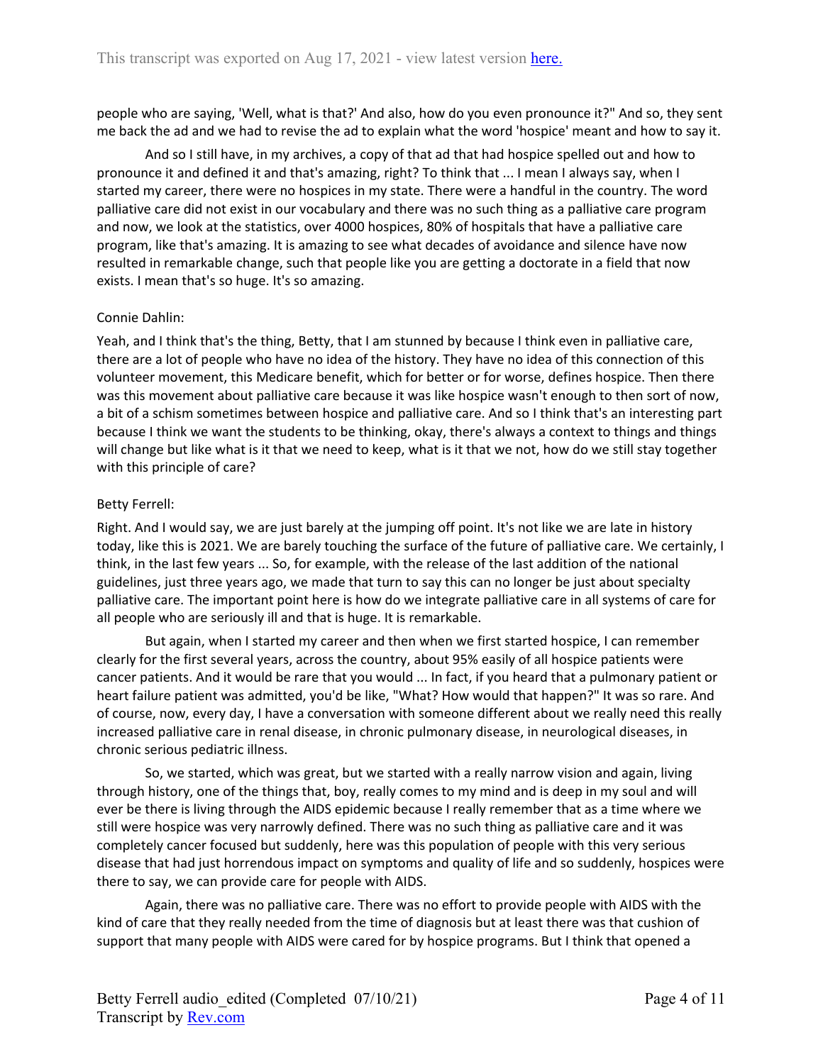people who are saying, 'Well, what is that?' And also, how do you even pronounce it?" And so, they sent me back the ad and we had to revise the ad to explain what the word 'hospice' meant and how to say it.

And so I still have, in my archives, a copy of that ad that had hospice spelled out and how to pronounce it and defined it and that's amazing, right? To think that ... I mean I always say, when I started my career, there were no hospices in my state. There were a handful in the country. The word palliative care did not exist in our vocabulary and there was no such thing as a palliative care program and now, we look at the statistics, over 4000 hospices, 80% of hospitals that have a palliative care program, like that's amazing. It is amazing to see what decades of avoidance and silence have now resulted in remarkable change, such that people like you are getting a doctorate in a field that now exists. I mean that's so huge. It's so amazing.

Connie Dahlin:

Yeah, and I think that's the thing, Betty, that I am stunned by because I think even in palliative care, there are a lot of people who have no idea of the history. They have no idea of this connection of this volunteer movement, this Medicare benefit, which for better or for worse, defines hospice. Then there was this movement about palliative care because it was like hospice wasn't enough to then sort of now, a bit of a schism sometimes between hospice and palliative care. And so I think that's an interesting part because I think we want the students to be thinking, okay, there's always a context to things and things will change but like what is it that we need to keep, what is it that we not, how do we still stay together with this principle of care?

Betty Ferrell:

Right. And I would say, we are just barely at the jumping off point. It's not like we are late in history today, like this is 2021. We are barely touching the surface of the future of palliative care. We certainly, I think, in the last few years ... So, for example, with the release of the last addition of the national guidelines, just three years ago, we made that turn to say this can no longer be just about specialty palliative care. The important point here is how do we integrate palliative care in all systems of care for all people who are seriously ill and that is huge. It is remarkable.

But again, when I started my career and then when we first started hospice, I can remember clearly for the first several years, across the country, about 95% easily of all hospice patients were cancer patients. And it would be rare that you would ... In fact, if you heard that a pulmonary patient or heart failure patient was admitted, you'd be like, "What? How would that happen?" It was so rare. And of course, now, every day, I have a conversation with someone different about we really need this really increased palliative care in renal disease, in chronic pulmonary disease, in neurological diseases, in chronic serious pediatric illness.

So, we started, which was great, but we started with a really narrow vision and again, living through history, one of the things that, boy, really comes to my mind and is deep in my soul and will ever be there is living through the AIDS epidemic because I really remember that as a time where we still were hospice was very narrowly defined. There was no such thing as palliative care and it was completely cancer focused but suddenly, here was this population of people with this very serious disease that had just horrendous impact on symptoms and quality of life and so suddenly, hospices were there to say, we can provide care for people with AIDS.

Again, there was no palliative care. There was no effort to provide people with AIDS with the kind of care that they really needed from the time of diagnosis but at least there was that cushion of support that many people with AIDS were cared for by hospice programs. But I think that opened a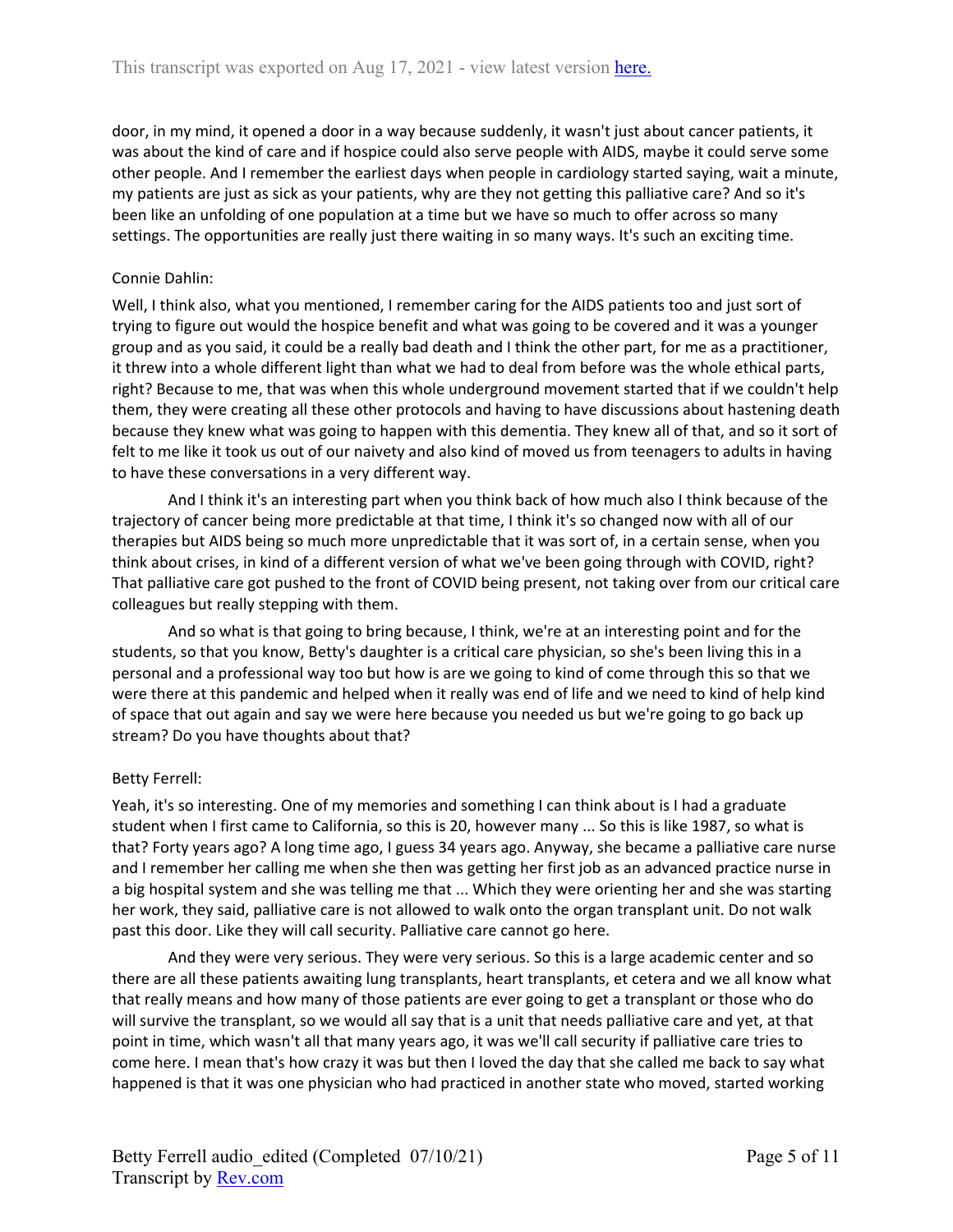door, in my mind, it opened a door in a way because suddenly, it wasn't just about cancer patients, it was about the kind of care and if hospice could also serve people with AIDS, maybe it could serve some other people. And I remember the earliest days when people in cardiology started saying, wait a minute, my patients are just as sick as your patients, why are they not getting this palliative care? And so it's been like an unfolding of one population at a time but we have so much to offer across so many settings. The opportunities are really just there waiting in so many ways. It's such an exciting time.

Connie Dahlin:

Well, I think also, what you mentioned, I remember caring for the AIDS patients too and just sort of trying to figure out would the hospice benefit and what was going to be covered and it was a younger group and as you said, it could be a really bad death and I think the other part, for me as a practitioner, it threw into a whole different light than what we had to deal from before was the whole ethical parts, right? Because to me, that was when this whole underground movement started that if we couldn't help them, they were creating all these other protocols and having to have discussions about hastening death because they knew what was going to happen with this dementia. They knew all of that, and so it sort of felt to me like it took us out of our naivety and also kind of moved us from teenagers to adults in having to have these conversations in a very different way.

And I think it's an interesting part when you think back of how much also I think because of the trajectory of cancer being more predictable at that time, I think it's so changed now with all of our therapies but AIDS being so much more unpredictable that it was sort of, in a certain sense, when you think about crises, in kind of a different version of what we've been going through with COVID, right? That palliative care got pushed to the front of COVID being present, not taking over from our critical care colleagues but really stepping with them.

And so what is that going to bring because, I think, we're at an interesting point and for the students, so that you know, Betty's daughter is a critical care physician, so she's been living this in a personal and a professional way too but how is are we going to kind of come through this so that we were there at this pandemic and helped when it really was end of life and we need to kind of help kind of space that out again and say we were here because you needed us but we're going to go back up stream? Do you have thoughts about that?

Betty Ferrell:

Yeah, it's so interesting. One of my memories and something I can think about is I had a graduate student when I first came to California, so this is 20, however many ... So this is like 1987, so what is that? Forty years ago? A long time ago, I guess 34 years ago. Anyway, she became a palliative care nurse and I remember her calling me when she then was getting her first job as an advanced practice nurse in a big hospital system and she was telling me that ... Which they were orienting her and she was starting her work, they said, palliative care is not allowed to walk onto the organ transplant unit. Do not walk past this door. Like they will call security. Palliative care cannot go here.

And they were very serious. They were very serious. So this is a large academic center and so there are all these patients awaiting lung transplants, heart transplants, et cetera and we all know what that really means and how many of those patients are ever going to get a transplant or those who do will survive the transplant, so we would all say that is a unit that needs palliative care and yet, at that point in time, which wasn't all that many years ago, it was we'll call security if palliative care tries to come here. I mean that's how crazy it was but then I loved the day that she called me back to say what happened is that it was one physician who had practiced in another state who moved, started working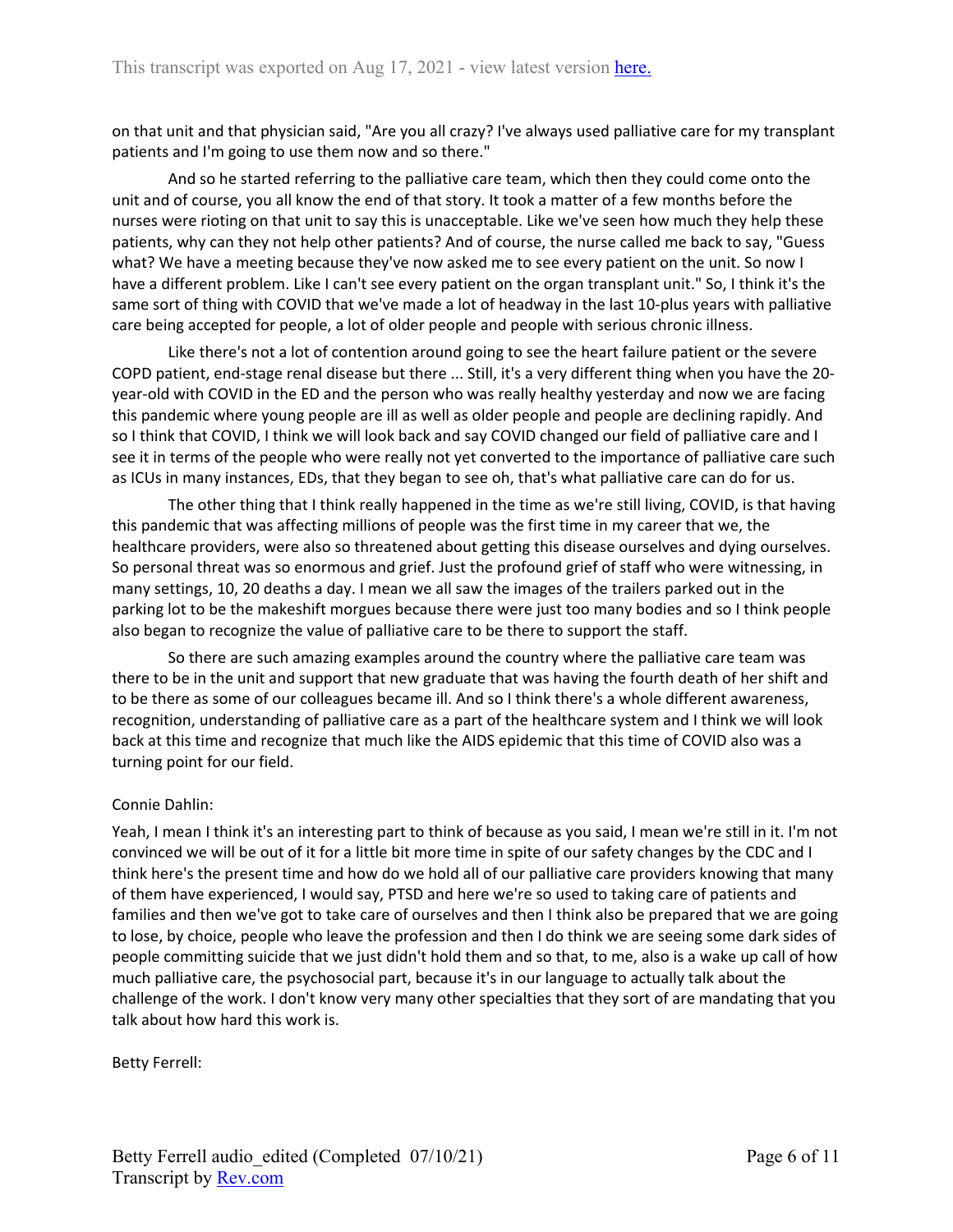on that unit and that physician said, "Are you all crazy? I've always used palliative care for my transplant patients and I'm going to use them now and so there."

And so he started referring to the palliative care team, which then they could come onto the unit and of course, you all know the end of that story. It took a matter of a few months before the nurses were rioting on that unit to say this is unacceptable. Like we've seen how much they help these patients, why can they not help other patients? And of course, the nurse called me back to say, "Guess what? We have a meeting because they've now asked me to see every patient on the unit. So now I have a different problem. Like I can't see every patient on the organ transplant unit." So, I think it's the same sort of thing with COVID that we've made a lot of headway in the last 10-plus years with palliative care being accepted for people, a lot of older people and people with serious chronic illness.

Like there's not a lot of contention around going to see the heart failure patient or the severe COPD patient, end-stage renal disease but there ... Still, it's a very different thing when you have the 20-year-old with COVID in the ED and the person who was really healthy yesterday and now we are facing this pandemic where young people are ill as well as older people and people are declining rapidly. And so I think that COVID, I think we will look back and say COVID changed our field of palliative care and I see it in terms of the people who were really not yet converted to the importance of palliative care such as ICUs in many instances, EDs, that they began to see oh, that's what palliative care can do for us.

The other thing that I think really happened in the time as we're still living, COVID, is that having this pandemic that was affecting millions of people was the first time in my career that we, the healthcare providers, were also so threatened about getting this disease ourselves and dying ourselves. So personal threat was so enormous and grief. Just the profound grief of staff who were witnessing, in many settings, 10, 20 deaths a day. I mean we all saw the images of the trailers parked out in the parking lot to be the makeshift morgues because there were just too many bodies and so I think people also began to recognize the value of palliative care to be there to support the staff.

So there are such amazing examples around the country where the palliative care team was there to be in the unit and support that new graduate that was having the fourth death of her shift and to be there as some of our colleagues became ill. And so I think there's a whole different awareness, recognition, understanding of palliative care as a part of the healthcare system and I think we will look back at this time and recognize that much like the AIDS epidemic that this time of COVID also was a turning point for our field.

Connie Dahlin:

Yeah, I mean I think it's an interesting part to think of because as you said, I mean we're still in it. I'm not convinced we will be out of it for a little bit more time in spite of our safety changes by the CDC and I think here's the present time and how do we hold all of our palliative care providers knowing that many of them have experienced, I would say, PTSD and here we're so used to taking care of patients and families and then we've got to take care of ourselves and then I think also be prepared that we are going to lose, by choice, people who leave the profession and then I do think we are seeing some dark sides of people committing suicide that we just didn't hold them and so that, to me, also is a wake up call of how much palliative care, the psychosocial part, because it's in our language to actually talk about the challenge of the work. I don't know very many other specialties that they sort of are mandating that you talk about how hard this work is.

Betty Ferrell: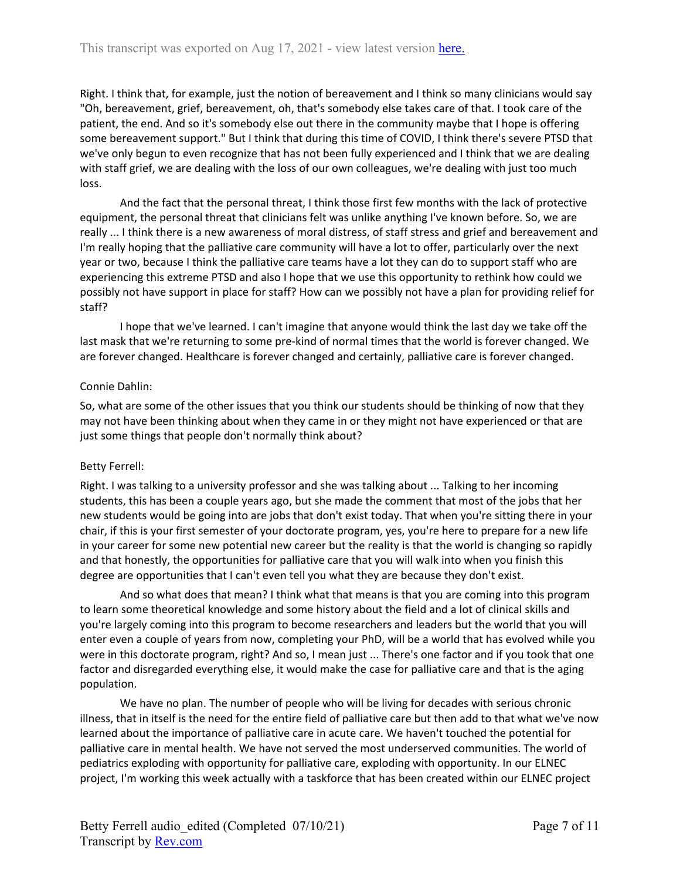Right. I think that, for example, just the notion of bereavement and I think so many clinicians would say "Oh, bereavement, grief, bereavement, oh, that's somebody else takes care of that. I took care of the patient, the end. And so it's somebody else out there in the community maybe that I hope is offering some bereavement support." But I think that during this time of COVID, I think there's severe PTSD that we've only begun to even recognize that has not been fully experienced and I think that we are dealing with staff grief, we are dealing with the loss of our own colleagues, we're dealing with just too much loss.

And the fact that the personal threat, I think those first few months with the lack of protective equipment, the personal threat that clinicians felt was unlike anything I've known before. So, we are really ... I think there is a new awareness of moral distress, of staff stress and grief and bereavement and I'm really hoping that the palliative care community will have a lot to offer, particularly over the next year or two, because I think the palliative care teams have a lot they can do to support staff who are experiencing this extreme PTSD and also I hope that we use this opportunity to rethink how could we possibly not have support in place for staff? How can we possibly not have a plan for providing relief for staff?

I hope that we've learned. I can't imagine that anyone would think the last day we take off the last mask that we're returning to some pre-kind of normal times that the world is forever changed. We are forever changed. Healthcare is forever changed and certainly, palliative care is forever changed.

Connie Dahlin:

So, what are some of the other issues that you think our students should be thinking of now that they may not have been thinking about when they came in or they might not have experienced or that are just some things that people don't normally think about?

Betty Ferrell:

Right. I was talking to a university professor and she was talking about ... Talking to her incoming students, this has been a couple years ago, but she made the comment that most of the jobs that her new students would be going into are jobs that don't exist today. That when you're sitting there in your chair, if this is your first semester of your doctorate program, yes, you're here to prepare for a new life in your career for some new potential new career but the reality is that the world is changing so rapidly and that honestly, the opportunities for palliative care that you will walk into when you finish this degree are opportunities that I can't even tell you what they are because they don't exist.

And so what does that mean? I think what that means is that you are coming into this program to learn some theoretical knowledge and some history about the field and a lot of clinical skills and you're largely coming into this program to become researchers and leaders but the world that you will enter even a couple of years from now, completing your PhD, will be a world that has evolved while you were in this doctorate program, right? And so, I mean just ... There's one factor and if you took that one factor and disregarded everything else, it would make the case for palliative care and that is the aging population.

We have no plan. The number of people who will be living for decades with serious chronic illness, that in itself is the need for the entire field of palliative care but then add to that what we've now learned about the importance of palliative care in acute care. We haven't touched the potential for palliative care in mental health. We have not served the most underserved communities. The world of pediatrics exploding with opportunity for palliative care, exploding with opportunity. In our ELNEC project, I'm working this week actually with a taskforce that has been created within our ELNEC project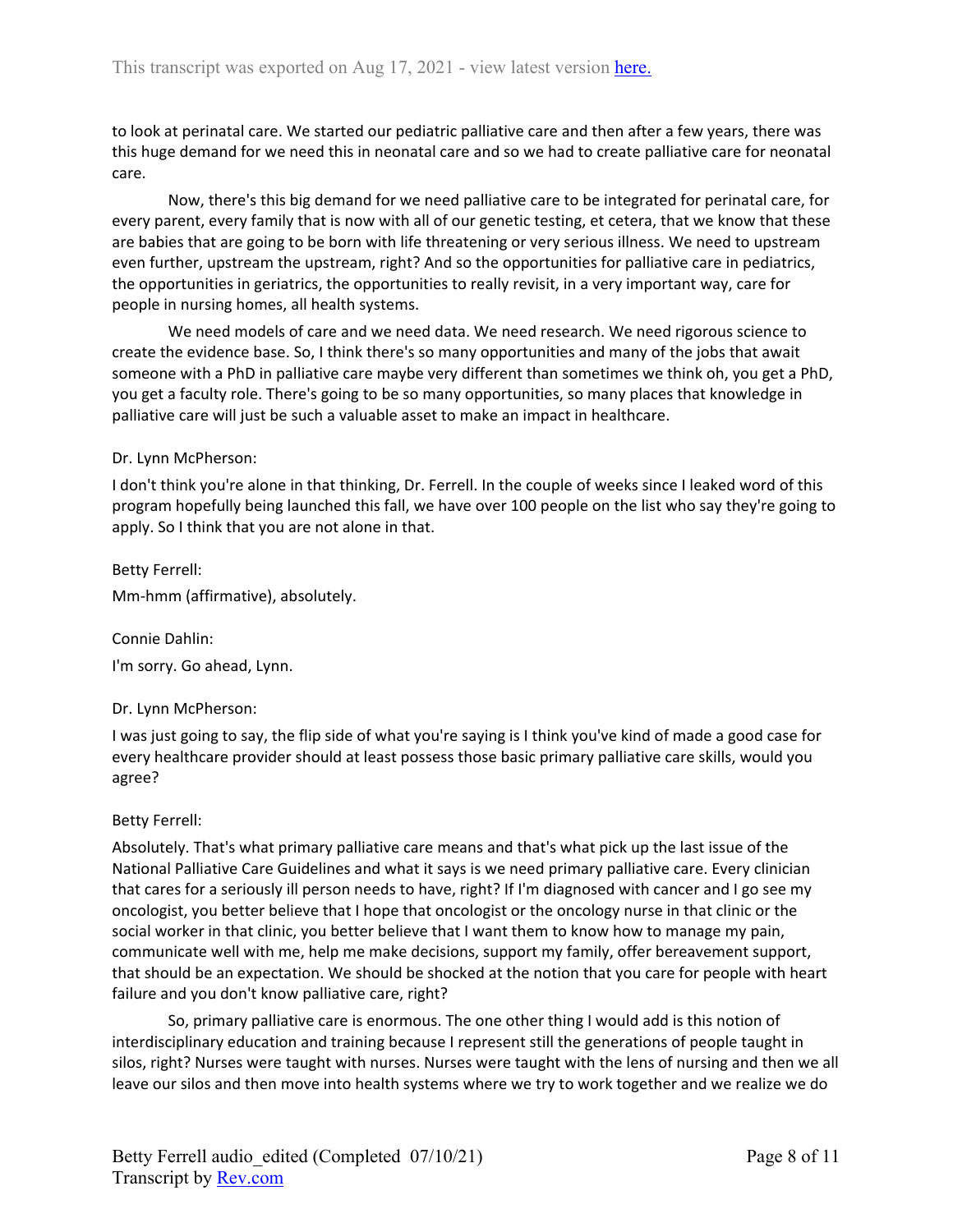to look at perinatal care. We started our pediatric palliative care and then after a few years, there was this huge demand for we need this in neonatal care and so we had to create palliative care for neonatal care.

Now, there's this big demand for we need palliative care to be integrated for perinatal care, for every parent, every family that is now with all of our genetic testing, et cetera, that we know that these are babies that are going to be born with life threatening or very serious illness. We need to upstream even further, upstream the upstream, right? And so the opportunities for palliative care in pediatrics, the opportunities in geriatrics, the opportunities to really revisit, in a very important way, care for people in nursing homes, all health systems.

We need models of care and we need data. We need research. We need rigorous science to create the evidence base. So, I think there's so many opportunities and many of the jobs that await someone with a PhD in palliative care maybe very different than sometimes we think oh, you get a PhD, you get a faculty role. There's going to be so many opportunities, so many places that knowledge in palliative care will just be such a valuable asset to make an impact in healthcare.

Dr. Lynn McPherson:

I don't think you're alone in that thinking, Dr. Ferrell. In the couple of weeks since I leaked word of this program hopefully being launched this fall, we have over 100 people on the list who say they're going to apply. So I think that you are not alone in that.

Betty Ferrell:

Mm-hmm (affirmative), absolutely.

Connie Dahlin:

I'm sorry. Go ahead, Lynn.

Dr. Lynn McPherson:

I was just going to say, the flip side of what you're saying is I think you've kind of made a good case for every healthcare provider should at least possess those basic primary palliative care skills, would you agree?

Betty Ferrell:

Absolutely. That's what primary palliative care means and that's what pick up the last issue of the National Palliative Care Guidelines and what it says is we need primary palliative care. Every clinician that cares for a seriously ill person needs to have, right? If I'm diagnosed with cancer and I go see my oncologist, you better believe that I hope that oncologist or the oncology nurse in that clinic or the social worker in that clinic, you better believe that I want them to know how to manage my pain, communicate well with me, help me make decisions, support my family, offer bereavement support, that should be an expectation. We should be shocked at the notion that you care for people with heart failure and you don't know palliative care, right?

So, primary palliative care is enormous. The one other thing I would add is this notion of interdisciplinary education and training because I represent still the generations of people taught in silos, right? Nurses were taught with nurses. Nurses were taught with the lens of nursing and then we all leave our silos and then move into health systems where we try to work together and we realize we do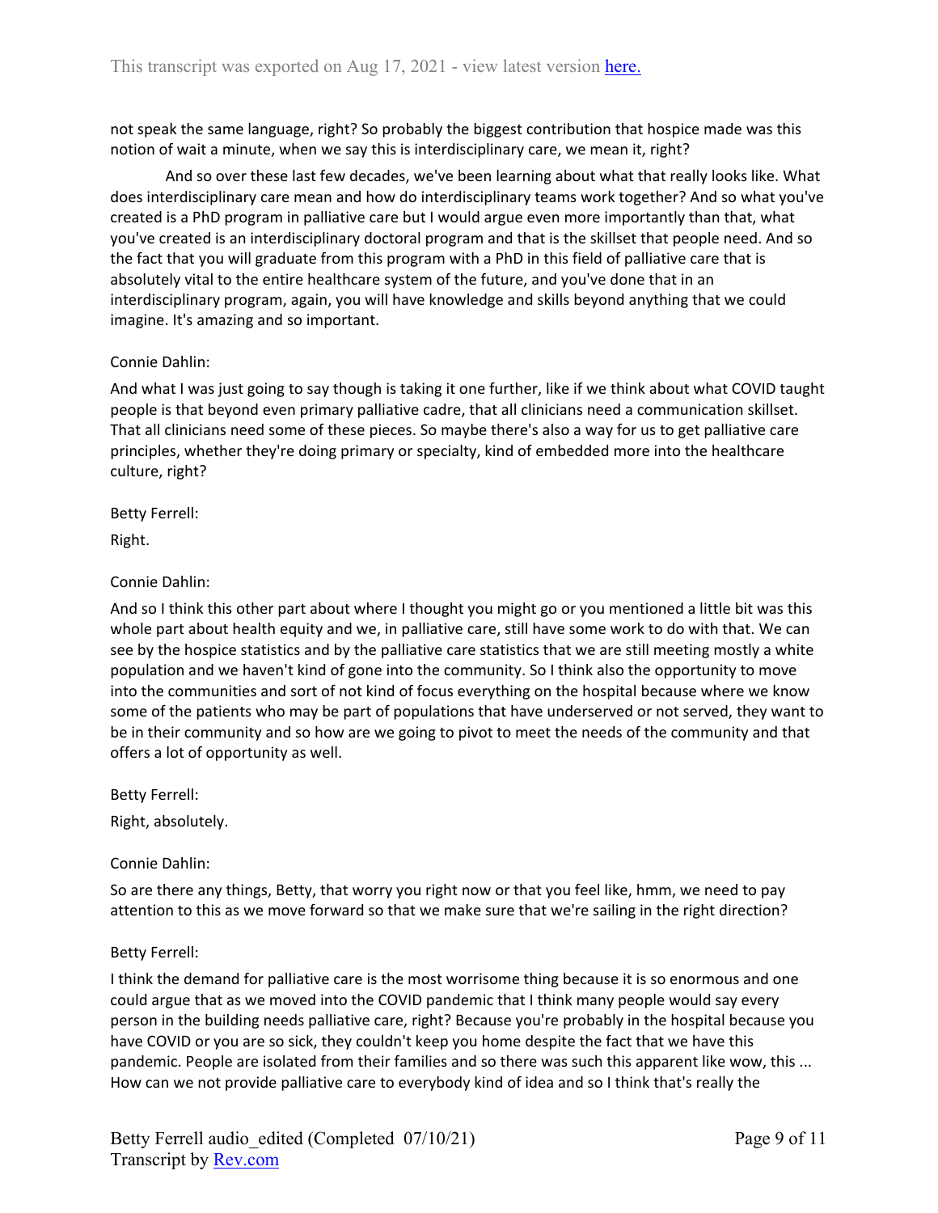not speak the same language, right? So probably the biggest contribution that hospice made was this notion of wait a minute, when we say this is interdisciplinary care, we mean it, right?

And so over these last few decades, we've been learning about what that really looks like. What does interdisciplinary care mean and how do interdisciplinary teams work together? And so what you've created is a PhD program in palliative care but I would argue even more importantly than that, what you've created is an interdisciplinary doctoral program and that is the skillset that people need. And so the fact that you will graduate from this program with a PhD in this field of palliative care that is absolutely vital to the entire healthcare system of the future, and you've done that in an interdisciplinary program, again, you will have knowledge and skills beyond anything that we could imagine. It's amazing and so important.

Connie Dahlin:

And what I was just going to say though is taking it one further, like if we think about what COVID taught people is that beyond even primary palliative cadre, that all clinicians need a communication skillset. That all clinicians need some of these pieces. So maybe there's also a way for us to get palliative care principles, whether they're doing primary or specialty, kind of embedded more into the healthcare culture, right?

Betty Ferrell:

Right.

Connie Dahlin:

And so I think this other part about where I thought you might go or you mentioned a little bit was this whole part about health equity and we, in palliative care, still have some work to do with that. We can see by the hospice statistics and by the palliative care statistics that we are still meeting mostly a white population and we haven't kind of gone into the community. So I think also the opportunity to move into the communities and sort of not kind of focus everything on the hospital because where we know some of the patients who may be part of populations that have underserved or not served, they want to be in their community and so how are we going to pivot to meet the needs of the community and that offers a lot of opportunity as well.

Betty Ferrell:

Right, absolutely.

Connie Dahlin:

So are there any things, Betty, that worry you right now or that you feel like, hmm, we need to pay attention to this as we move forward so that we make sure that we're sailing in the right direction?

Betty Ferrell:

I think the demand for palliative care is the most worrisome thing because it is so enormous and one could argue that as we moved into the COVID pandemic that I think many people would say every person in the building needs palliative care, right? Because you're probably in the hospital because you have COVID or you are so sick, they couldn't keep you home despite the fact that we have this pandemic. People are isolated from their families and so there was such this apparent like wow, this ... How can we not provide palliative care to everybody kind of idea and so I think that's really the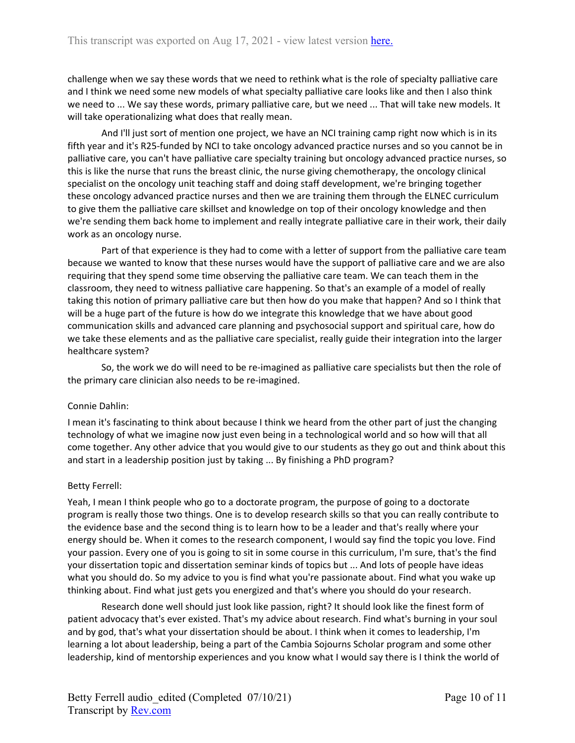challenge when we say these words that we need to rethink what is the role of specialty palliative care and I think we need some new models of what specialty palliative care looks like and then I also think we need to ... We say these words, primary palliative care, but we need ... That will take new models. It will take operationalizing what does that really mean.

And I'll just sort of mention one project, we have an NCI training camp right now which is in its fifth year and it's R25-funded by NCI to take oncology advanced practice nurses and so you cannot be in palliative care, you can't have palliative care specialty training but oncology advanced practice nurses, so this is like the nurse that runs the breast clinic, the nurse giving chemotherapy, the oncology clinical specialist on the oncology unit teaching staff and doing staff development, we're bringing together these oncology advanced practice nurses and then we are training them through the ELNEC curriculum to give them the palliative care skillset and knowledge on top of their oncology knowledge and then we're sending them back home to implement and really integrate palliative care in their work, their daily work as an oncology nurse.

Part of that experience is they had to come with a letter of support from the palliative care team because we wanted to know that these nurses would have the support of palliative care and we are also requiring that they spend some time observing the palliative care team. We can teach them in the classroom, they need to witness palliative care happening. So that's an example of a model of really taking this notion of primary palliative care but then how do you make that happen? And so I think that will be a huge part of the future is how do we integrate this knowledge that we have about good communication skills and advanced care planning and psychosocial support and spiritual care, how do we take these elements and as the palliative care specialist, really guide their integration into the larger healthcare system?

So, the work we do will need to be re-imagined as palliative care specialists but then the role of the primary care clinician also needs to be re-imagined.

Connie Dahlin:

I mean it's fascinating to think about because I think we heard from the other part of just the changing technology of what we imagine now just even being in a technological world and so how will that all come together. Any other advice that you would give to our students as they go out and think about this and start in a leadership position just by taking ... By finishing a PhD program?

Betty Ferrell:

Yeah, I mean I think people who go to a doctorate program, the purpose of going to a doctorate program is really those two things. One is to develop research skills so that you can really contribute to the evidence base and the second thing is to learn how to be a leader and that's really where your energy should be. When it comes to the research component, I would say find the topic you love. Find your passion. Every one of you is going to sit in some course in this curriculum, I'm sure, that's the find your dissertation topic and dissertation seminar kinds of topics but ... And lots of people have ideas what you should do. So my advice to you is find what you're passionate about. Find what you wake up thinking about. Find what just gets you energized and that's where you should do your research.

Research done well should just look like passion, right? It should look like the finest form of patient advocacy that's ever existed. That's my advice about research. Find what's burning in your soul and by god, that's what your dissertation should be about. I think when it comes to leadership, I'm learning a lot about leadership, being a part of the Cambia Sojourns Scholar program and some other leadership, kind of mentorship experiences and you know what I would say there is I think the world of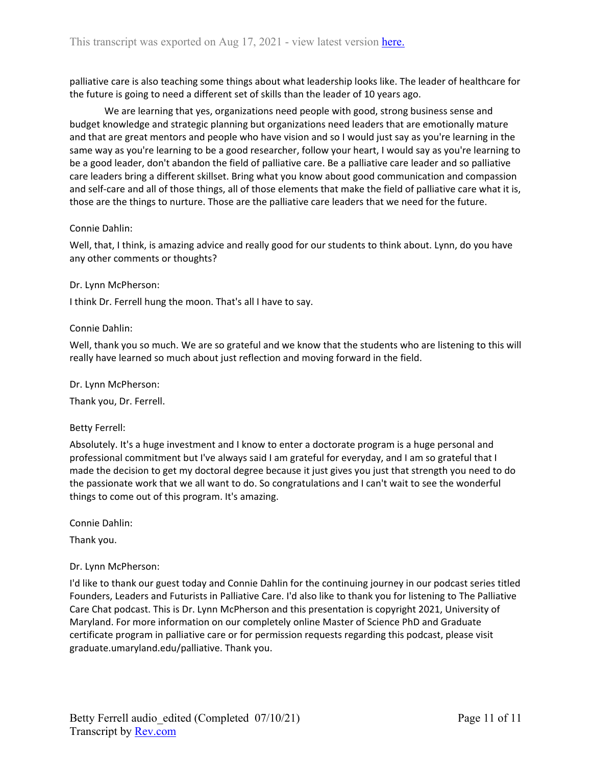palliative care is also teaching some things about what leadership looks like. The leader of healthcare for the future is going to need a different set of skills than the leader of 10 years ago.

We are learning that yes, organizations need people with good, strong business sense and budget knowledge and strategic planning but organizations need leaders that are emotionally mature and that are great mentors and people who have vision and so I would just say as you're learning in the same way as you're learning to be a good researcher, follow your heart, I would say as you're learning to be a good leader, don't abandon the field of palliative care. Be a palliative care leader and so palliative care leaders bring a different skillset. Bring what you know about good communication and compassion and self-care and all of those things, all of those elements that make the field of palliative care what it is, those are the things to nurture. Those are the palliative care leaders that we need for the future.

Connie Dahlin:

Well, that, I think, is amazing advice and really good for our students to think about. Lynn, do you have any other comments or thoughts?

Dr. Lynn McPherson:

I think Dr. Ferrell hung the moon. That's all I have to say.

Connie Dahlin:

Well, thank you so much. We are so grateful and we know that the students who are listening to this will really have learned so much about just reflection and moving forward in the field.

Dr. Lynn McPherson:

Thank you, Dr. Ferrell.

Betty Ferrell:

Absolutely. It's a huge investment and I know to enter a doctorate program is a huge personal and professional commitment but I've always said I am grateful for everyday, and I am so grateful that I made the decision to get my doctoral degree because it just gives you just that strength you need to do the passionate work that we all want to do. So congratulations and I can't wait to see the wonderful things to come out of this program. It's amazing.

Connie Dahlin:

Thank you.

Dr. Lynn McPherson:

I'd like to thank our guest today and Connie Dahlin for the continuing journey in our podcast series titled Founders, Leaders and Futurists in Palliative Care. I'd also like to thank you for listening to The Palliative Care Chat podcast. This is Dr. Lynn McPherson and this presentation is copyright 2021, University of Maryland. For more information on our completely online Master of Science PhD and Graduate certificate program in palliative care or for permission requests regarding this podcast, please visit graduate.umaryland.edu/palliative. Thank you.